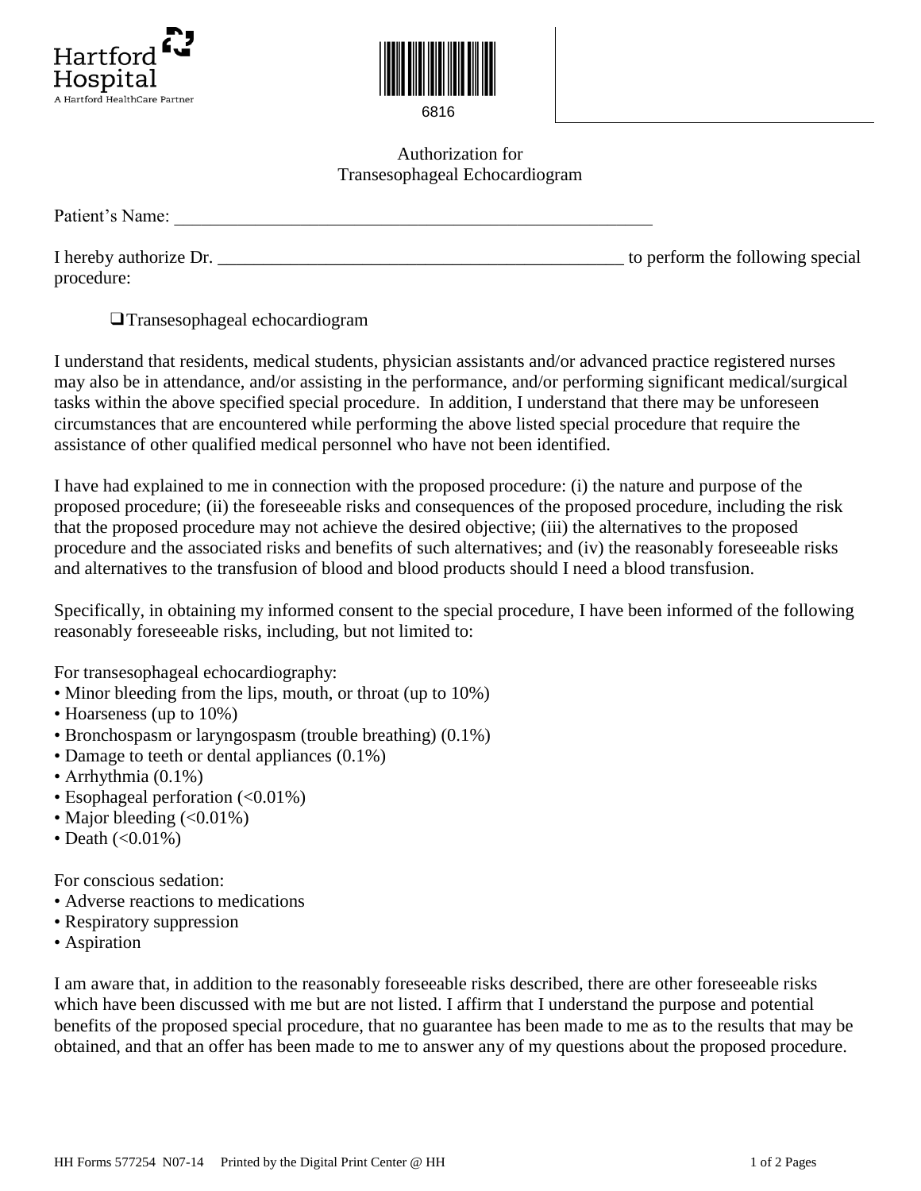Hartford Hospital
A Hartford HealthCare Partner

6816

# Authorization for Transesophageal Echocardiogram

Patient's Name: \_\_\_\_\_\_\_\_\_\_\_\_\_\_\_\_\_\_\_\_\_\_\_\_\_\_\_\_\_\_\_\_\_\_\_\_\_\_\_\_\_\_\_\_\_\_\_\_\_\_\_\_\_\_

I hereby authorize Dr. \_\_\_\_\_\_\_\_\_\_\_\_\_\_\_\_\_\_\_\_\_\_\_\_\_\_\_\_\_\_\_\_\_\_\_\_\_\_\_\_\_\_\_\_\_\_ to perform the following special procedure:

- ❑ Transesophageal echocardiogram

I understand that residents, medical students, physician assistants and/or advanced practice registered nurses may also be in attendance, and/or assisting in the performance, and/or performing significant medical/surgical tasks within the above specified special procedure. In addition, I understand that there may be unforeseen circumstances that are encountered while performing the above listed special procedure that require the assistance of other qualified medical personnel who have not been identified.

I have had explained to me in connection with the proposed procedure: (i) the nature and purpose of the proposed procedure; (ii) the foreseeable risks and consequences of the proposed procedure, including the risk that the proposed procedure may not achieve the desired objective; (iii) the alternatives to the proposed procedure and the associated risks and benefits of such alternatives; and (iv) the reasonably foreseeable risks and alternatives to the transfusion of blood and blood products should I need a blood transfusion.

Specifically, in obtaining my informed consent to the special procedure, I have been informed of the following reasonably foreseeable risks, including, but not limited to:

For transesophageal echocardiography:

- Minor bleeding from the lips, mouth, or throat (up to 10%)
- Hoarseness (up to 10%)
- Bronchospasm or laryngospasm (trouble breathing) (0.1%)
- Damage to teeth or dental appliances (0.1%)
- Arrhythmia (0.1%)
- Esophageal perforation (<0.01%)
- Major bleeding (<0.01%)
- Death (<0.01%)

For conscious sedation:

- Adverse reactions to medications
- Respiratory suppression
- Aspiration

I am aware that, in addition to the reasonably foreseeable risks described, there are other foreseeable risks which have been discussed with me but are not listed. I affirm that I understand the purpose and potential benefits of the proposed special procedure, that no guarantee has been made to me as to the results that may be obtained, and that an offer has been made to me to answer any of my questions about the proposed procedure.

HH Forms 577254 N07-14 Printed by the Digital Print Center @ HH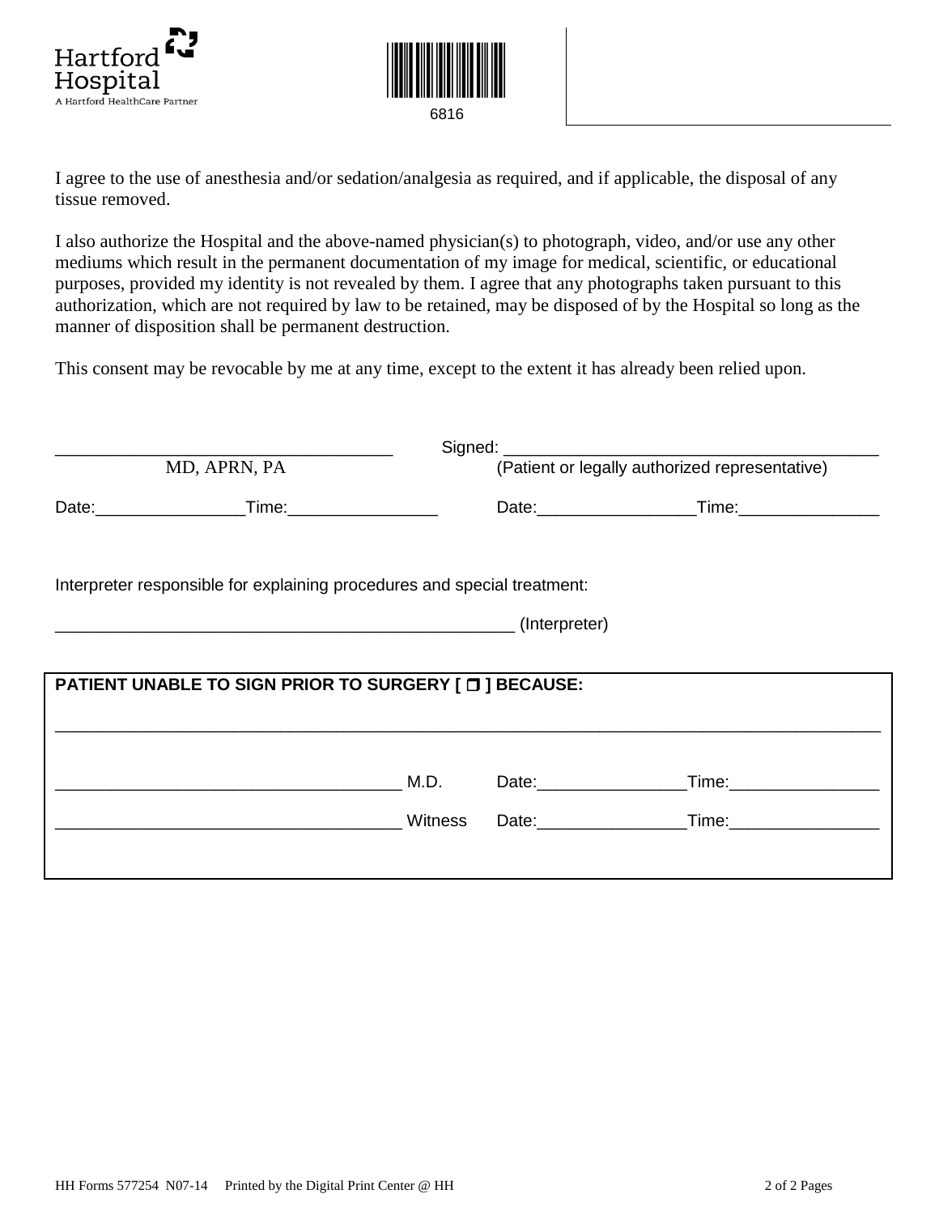Hartford Hospital
A Hartford HealthCare Partner

6816

I agree to the use of anesthesia and/or sedation/analgesia as required, and if applicable, the disposal of any tissue removed.

I also authorize the Hospital and the above-named physician(s) to photograph, video, and/or use any other mediums which result in the permanent documentation of my image for medical, scientific, or educational purposes, provided my identity is not revealed by them. I agree that any photographs taken pursuant to this authorization, which are not required by law to be retained, may be disposed of by the Hospital so long as the manner of disposition shall be permanent destruction.

This consent may be revocable by me at any time, except to the extent it has already been relied upon.

____________________________________ Signed: ________________________________________

MD, APRN, PA (Patient or legally authorized representative)

Date:________________Time:________________ Date:_________________Time:_______________

Interpreter responsible for explaining procedures and special treatment:

__________________________________________________ (Interpreter)

**PATIENT UNABLE TO SIGN PRIOR TO SURGERY [ ❐ ] BECAUSE:**

_________________________________________________________________________________________

_____________________________________ M.D. Date:________________Time:________________

_____________________________________ Witness Date:________________Time:________________

HH Forms 577254 N07-14 Printed by the Digital Print Center @ HH